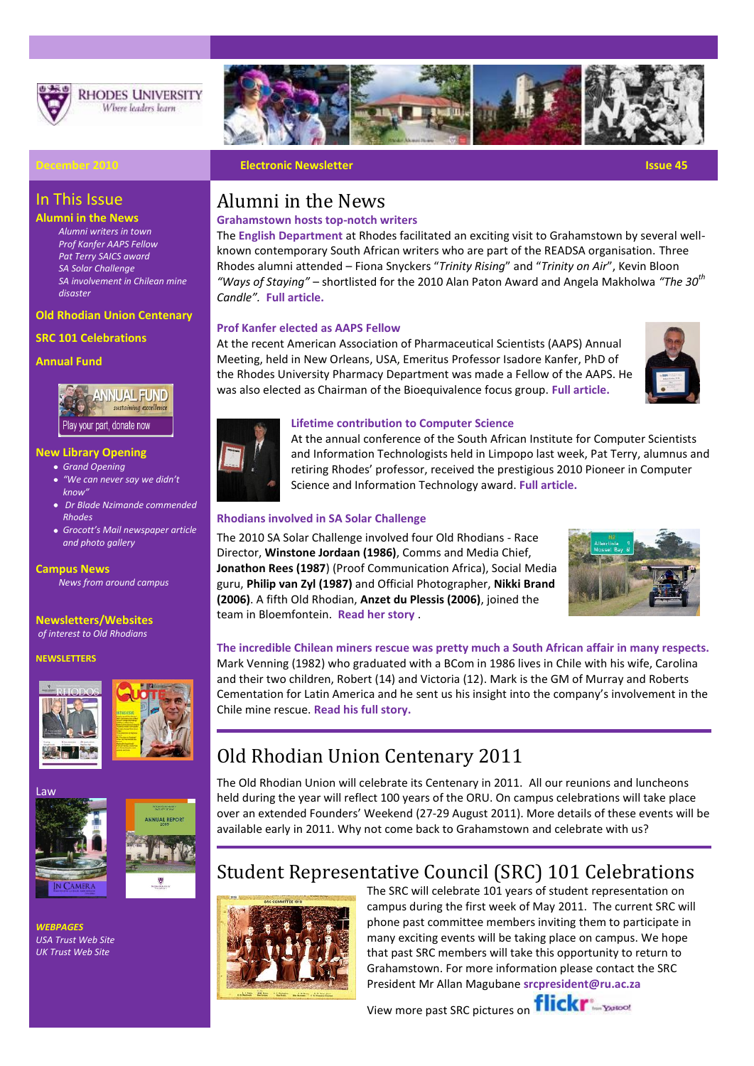RHODES UNIVERSITY
*Where leaders learn*

December 2010 | Electronic Newsletter | Issue 45

## In This Issue

**Alumni in the News**

*Alumni writers in town*
*Prof Kanfer AAPS Fellow*
*Pat Terry SAICS award*
*SA Solar Challenge*
*SA involvement in Chilean mine disaster*

**Old Rhodian Union Centenary**

**SRC 101 Celebrations**

**Annual Fund**

ANNUAL FUND *sustaining excellence*
Play your part, donate now

**New Library Opening**

- *Grand Opening*
- *"We can never say we didn't know"*
- *Dr Blade Nzimande commended Rhodes*
- *Grocott's Mail newspaper article and photo gallery*

**Campus News**

*News from around campus*

**Newsletters/Websites**

*of interest to Old Rhodians*

**NEWSLETTERS**

Law

***WEBPAGES***

*USA Trust Web Site*
*UK Trust Web Site*

# Alumni in the News

### Grahamstown hosts top-notch writers

The **English Department** at Rhodes facilitated an exciting visit to Grahamstown by several well-known contemporary South African writers who are part of the READSA organisation. Three Rhodes alumni attended – Fiona Snyckers "*Trinity Rising*" and "*Trinity on Air*", Kevin Bloon *"Ways of Staying"* – shortlisted for the 2010 Alan Paton Award and Angela Makholwa *"The 30th Candle".* **Full article.**

### Prof Kanfer elected as AAPS Fellow

At the recent American Association of Pharmaceutical Scientists (AAPS) Annual Meeting, held in New Orleans, USA, Emeritus Professor Isadore Kanfer, PhD of the Rhodes University Pharmacy Department was made a Fellow of the AAPS. He was also elected as Chairman of the Bioequivalence focus group. **Full article.**

### Lifetime contribution to Computer Science

At the annual conference of the South African Institute for Computer Scientists and Information Technologists held in Limpopo last week, Pat Terry, alumnus and retiring Rhodes' professor, received the prestigious 2010 Pioneer in Computer Science and Information Technology award. **Full article.**

### Rhodians involved in SA Solar Challenge

The 2010 SA Solar Challenge involved four Old Rhodians - Race Director, **Winstone Jordaan (1986)**, Comms and Media Chief, **Jonathon Rees (1987)** (Proof Communication Africa), Social Media guru, **Philip van Zyl (1987)** and Official Photographer, **Nikki Brand (2006)**. A fifth Old Rhodian, **Anzet du Plessis (2006)**, joined the team in Bloemfontein. **Read her story** .

### The incredible Chilean miners rescue was pretty much a South African affair in many respects.

Mark Venning (1982) who graduated with a BCom in 1986 lives in Chile with his wife, Carolina and their two children, Robert (14) and Victoria (12). Mark is the GM of Murray and Roberts Cementation for Latin America and he sent us his insight into the company's involvement in the Chile mine rescue. **Read his full story.**

# Old Rhodian Union Centenary 2011

The Old Rhodian Union will celebrate its Centenary in 2011. All our reunions and luncheons held during the year will reflect 100 years of the ORU. On campus celebrations will take place over an extended Founders' Weekend (27-29 August 2011). More details of these events will be available early in 2011. Why not come back to Grahamstown and celebrate with us?

# Student Representative Council (SRC) 101 Celebrations

The SRC will celebrate 101 years of student representation on campus during the first week of May 2011. The current SRC will phone past committee members inviting them to participate in many exciting events will be taking place on campus. We hope that past SRC members will take this opportunity to return to Grahamstown. For more information please contact the SRC President Mr Allan Magubane **srcpresident@ru.ac.za**

View more past SRC pictures on flickr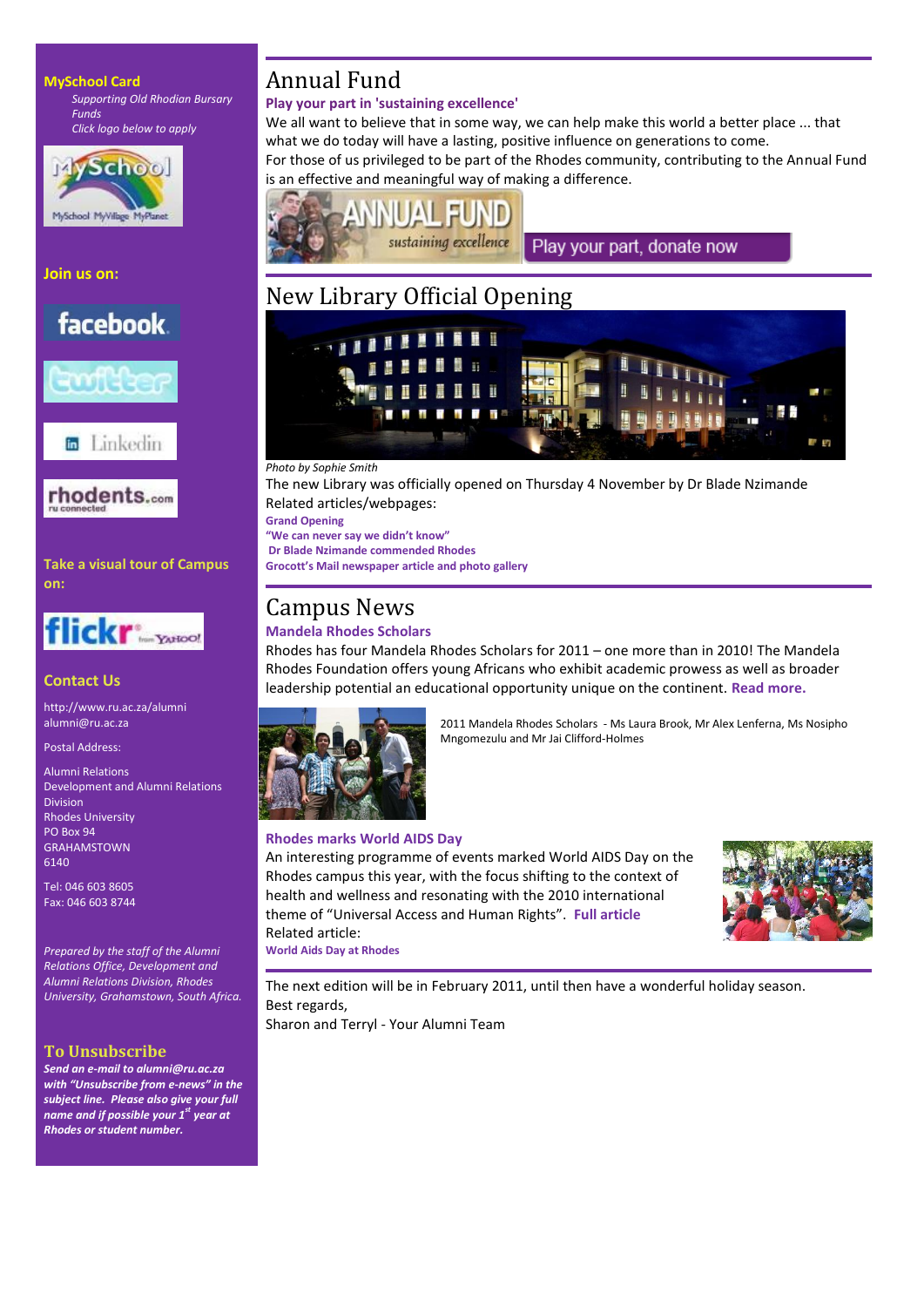**MySchool Card**

*Supporting Old Rhodian Bursary Funds*

*Click logo below to apply*

**Join us on:**

**Take a visual tour of Campus on:**

## Contact Us

http://www.ru.ac.za/alumni
alumni@ru.ac.za

Postal Address:

Alumni Relations
Development and Alumni Relations Division
Rhodes University
PO Box 94
GRAHAMSTOWN
6140

Tel: 046 603 8605
Fax: 046 603 8744

*Prepared by the staff of the Alumni Relations Office, Development and Alumni Relations Division, Rhodes University, Grahamstown, South Africa.*

## To Unsubscribe

***Send an e-mail to alumni@ru.ac.za with "Unsubscribe from e-news" in the subject line. Please also give your full name and if possible your 1st year at Rhodes or student number.***

# Annual Fund

**Play your part in 'sustaining excellence'**

We all want to believe that in some way, we can help make this world a better place ... that what we do today will have a lasting, positive influence on generations to come.

For those of us privileged to be part of the Rhodes community, contributing to the Annual Fund is an effective and meaningful way of making a difference.

Play your part, donate now

# New Library Official Opening

*Photo by Sophie Smith*

The new Library was officially opened on Thursday 4 November by Dr Blade Nzimande

Related articles/webpages:

**Grand Opening**
**"We can never say we didn't know"**
**Dr Blade Nzimande commended Rhodes**
**Grocott's Mail newspaper article and photo gallery**

# Campus News

**Mandela Rhodes Scholars**

Rhodes has four Mandela Rhodes Scholars for 2011 – one more than in 2010! The Mandela Rhodes Foundation offers young Africans who exhibit academic prowess as well as broader leadership potential an educational opportunity unique on the continent. **Read more.**

2011 Mandela Rhodes Scholars - Ms Laura Brook, Mr Alex Lenferna, Ms Nosipho Mngomezulu and Mr Jai Clifford-Holmes

**Rhodes marks World AIDS Day**

An interesting programme of events marked World AIDS Day on the Rhodes campus this year, with the focus shifting to the context of health and wellness and resonating with the 2010 international theme of "Universal Access and Human Rights". **Full article**

Related article:

**World Aids Day at Rhodes**

The next edition will be in February 2011, until then have a wonderful holiday season.

Best regards,

Sharon and Terryl - Your Alumni Team